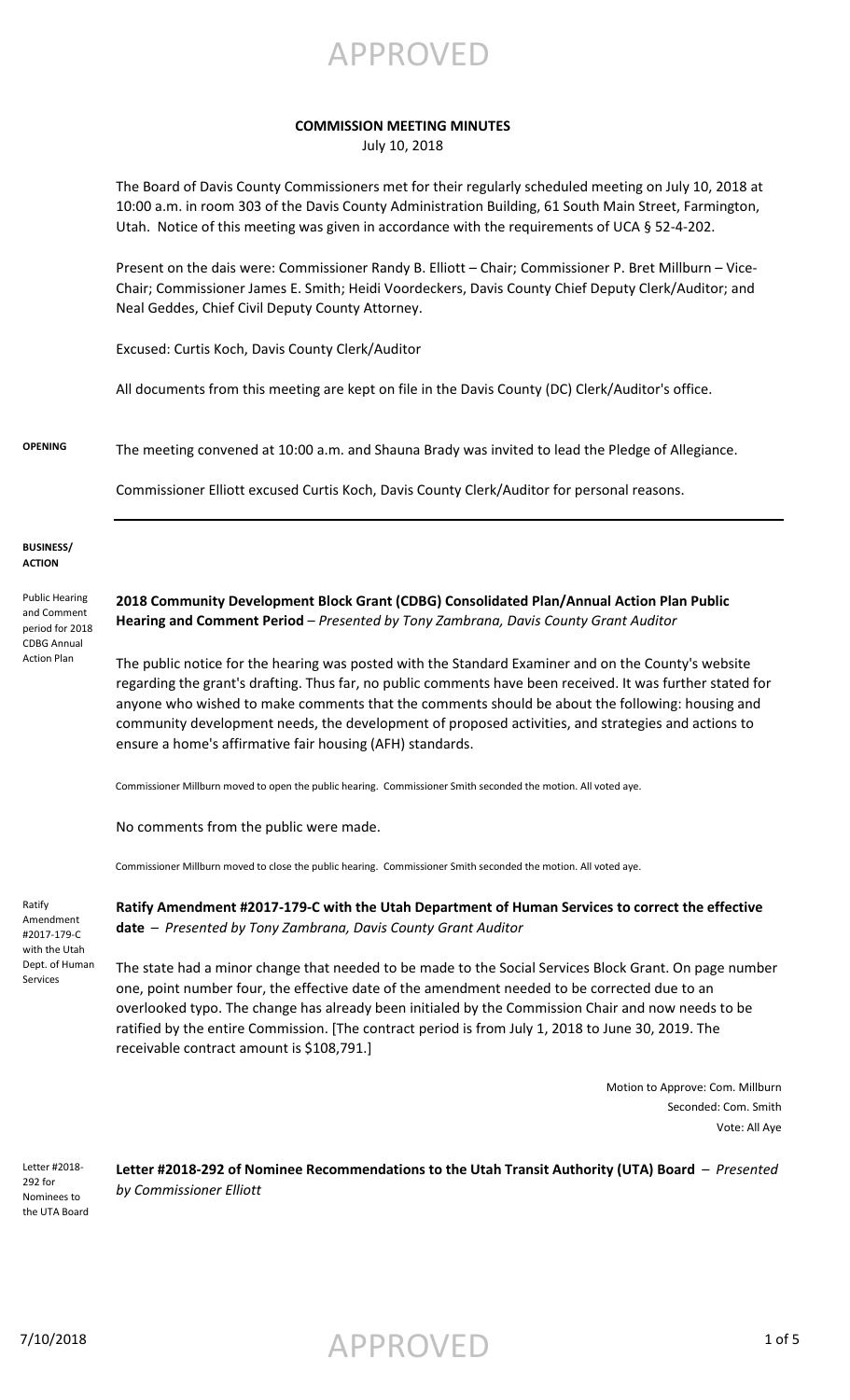APPROVED

# COMMISSION MEETING MINUTES

July 10, 2018

The Board of Davis County Commissioners met for their regularly scheduled meeting on July 10, 2018 at 10:00 a.m. in room 303 of the Davis County Administration Building, 61 South Main Street, Farmington, Utah. Notice of this meeting was given in accordance with the requirements of UCA § 52-4-202.

Present on the dais were: Commissioner Randy B. Elliott – Chair; Commissioner P. Bret Millburn – Vice-Chair; Commissioner James E. Smith; Heidi Voordeckers, Davis County Chief Deputy Clerk/Auditor; and Neal Geddes, Chief Civil Deputy County Attorney.

Excused: Curtis Koch, Davis County Clerk/Auditor

All documents from this meeting are kept on file in the Davis County (DC) Clerk/Auditor's office.

**OPENING**

The meeting convened at 10:00 a.m. and Shauna Brady was invited to lead the Pledge of Allegiance.

Commissioner Elliott excused Curtis Koch, Davis County Clerk/Auditor for personal reasons.

---

**BUSINESS/ ACTION**

Public Hearing and Comment period for 2018 CDBG Annual Action Plan

**2018 Community Development Block Grant (CDBG) Consolidated Plan/Annual Action Plan Public Hearing and Comment Period** – *Presented by Tony Zambrana, Davis County Grant Auditor*

The public notice for the hearing was posted with the Standard Examiner and on the County's website regarding the grant's drafting. Thus far, no public comments have been received. It was further stated for anyone who wished to make comments that the comments should be about the following: housing and community development needs, the development of proposed activities, and strategies and actions to ensure a home's affirmative fair housing (AFH) standards.

Commissioner Millburn moved to open the public hearing. Commissioner Smith seconded the motion. All voted aye.

No comments from the public were made.

Commissioner Millburn moved to close the public hearing. Commissioner Smith seconded the motion. All voted aye.

Ratify Amendment #2017-179-C with the Utah Dept. of Human Services

**Ratify Amendment #2017-179-C with the Utah Department of Human Services to correct the effective date** – *Presented by Tony Zambrana, Davis County Grant Auditor*

The state had a minor change that needed to be made to the Social Services Block Grant. On page number one, point number four, the effective date of the amendment needed to be corrected due to an overlooked typo. The change has already been initialed by the Commission Chair and now needs to be ratified by the entire Commission. [The contract period is from July 1, 2018 to June 30, 2019. The receivable contract amount is $108,791.]

Motion to Approve: Com. Millburn
Seconded: Com. Smith
Vote: All Aye

Letter #2018-292 for Nominees to the UTA Board

**Letter #2018-292 of Nominee Recommendations to the Utah Transit Authority (UTA) Board** – *Presented by Commissioner Elliott*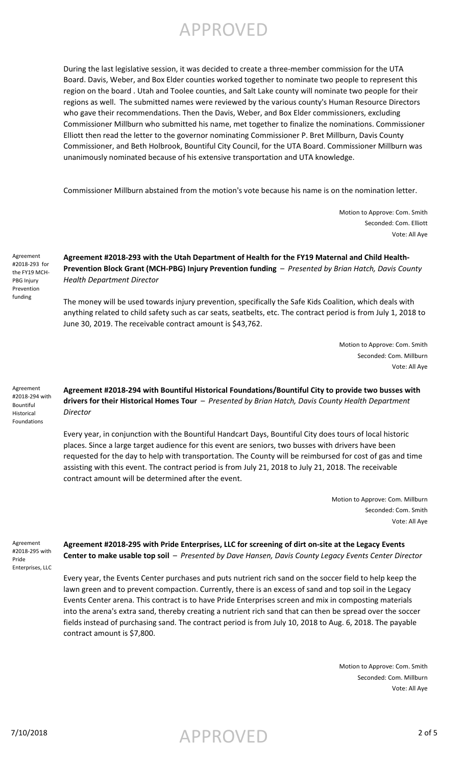During the last legislative session, it was decided to create a three-member commission for the UTA Board. Davis, Weber, and Box Elder counties worked together to nominate two people to represent this region on the board . Utah and Toolee counties, and Salt Lake county will nominate two people for their regions as well. The submitted names were reviewed by the various county's Human Resource Directors who gave their recommendations. Then the Davis, Weber, and Box Elder commissioners, excluding Commissioner Millburn who submitted his name, met together to finalize the nominations. Commissioner Elliott then read the letter to the governor nominating Commissioner P. Bret Millburn, Davis County Commissioner, and Beth Holbrook, Bountiful City Council, for the UTA Board. Commissioner Millburn was unanimously nominated because of his extensive transportation and UTA knowledge.

Commissioner Millburn abstained from the motion's vote because his name is on the nomination letter.

Motion to Approve: Com. Smith
Seconded: Com. Elliott
Vote: All Aye

Agreement #2018-293 for the FY19 MCH-PBG Injury Prevention funding

**Agreement #2018-293 with the Utah Department of Health for the FY19 Maternal and Child Health-Prevention Block Grant (MCH-PBG) Injury Prevention funding** – *Presented by Brian Hatch, Davis County Health Department Director*

The money will be used towards injury prevention, specifically the Safe Kids Coalition, which deals with anything related to child safety such as car seats, seatbelts, etc. The contract period is from July 1, 2018 to June 30, 2019. The receivable contract amount is $43,762.

Motion to Approve: Com. Smith
Seconded: Com. Millburn
Vote: All Aye

Agreement #2018-294 with Bountiful Historical Foundations

**Agreement #2018-294 with Bountiful Historical Foundations/Bountiful City to provide two busses with drivers for their Historical Homes Tour** – *Presented by Brian Hatch, Davis County Health Department Director*

Every year, in conjunction with the Bountiful Handcart Days, Bountiful City does tours of local historic places. Since a large target audience for this event are seniors, two busses with drivers have been requested for the day to help with transportation. The County will be reimbursed for cost of gas and time assisting with this event. The contract period is from July 21, 2018 to July 21, 2018. The receivable contract amount will be determined after the event.

Motion to Approve: Com. Millburn
Seconded: Com. Smith
Vote: All Aye

Agreement #2018-295 with Pride Enterprises, LLC

**Agreement #2018-295 with Pride Enterprises, LLC for screening of dirt on-site at the Legacy Events Center to make usable top soil** – *Presented by Dave Hansen, Davis County Legacy Events Center Director*

Every year, the Events Center purchases and puts nutrient rich sand on the soccer field to help keep the lawn green and to prevent compaction. Currently, there is an excess of sand and top soil in the Legacy Events Center arena. This contract is to have Pride Enterprises screen and mix in composting materials into the arena's extra sand, thereby creating a nutrient rich sand that can then be spread over the soccer fields instead of purchasing sand. The contract period is from July 10, 2018 to Aug. 6, 2018. The payable contract amount is $7,800.

Motion to Approve: Com. Smith
Seconded: Com. Millburn
Vote: All Aye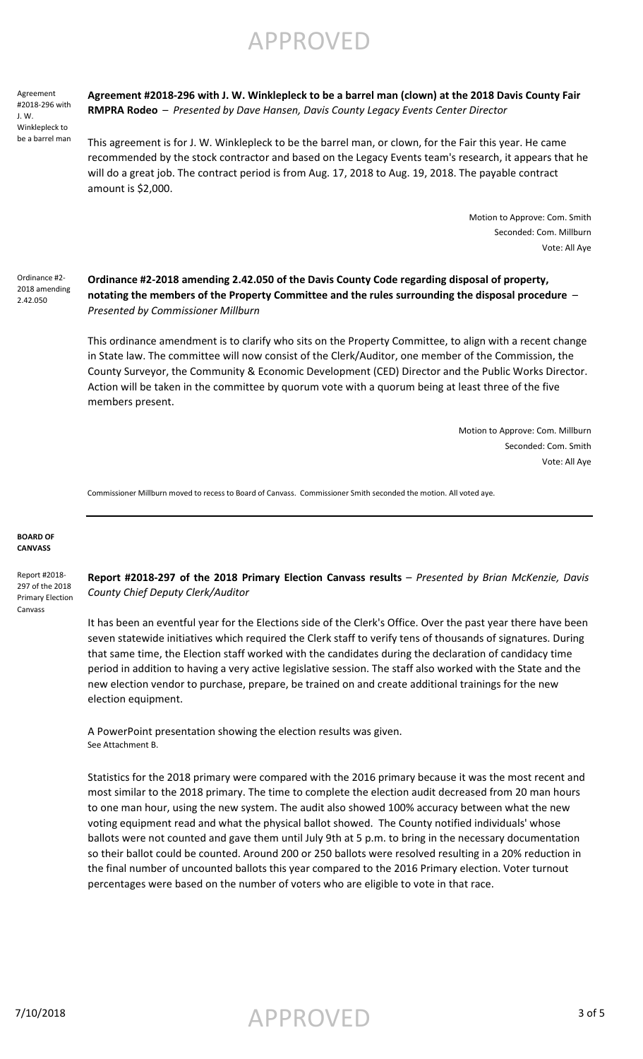APPROVED

Agreement #2018-296 with J. W. Winklepleck to be a barrel man

**Agreement #2018-296 with J. W. Winklepleck to be a barrel man (clown) at the 2018 Davis County Fair RMPRA Rodeo** – *Presented by Dave Hansen, Davis County Legacy Events Center Director*

This agreement is for J. W. Winklepleck to be the barrel man, or clown, for the Fair this year. He came recommended by the stock contractor and based on the Legacy Events team's research, it appears that he will do a great job. The contract period is from Aug. 17, 2018 to Aug. 19, 2018. The payable contract amount is $2,000.

Motion to Approve: Com. Smith
Seconded: Com. Millburn
Vote: All Aye

Ordinance #2-2018 amending 2.42.050

**Ordinance #2-2018 amending 2.42.050 of the Davis County Code regarding disposal of property, notating the members of the Property Committee and the rules surrounding the disposal procedure** – *Presented by Commissioner Millburn*

This ordinance amendment is to clarify who sits on the Property Committee, to align with a recent change in State law. The committee will now consist of the Clerk/Auditor, one member of the Commission, the County Surveyor, the Community & Economic Development (CED) Director and the Public Works Director. Action will be taken in the committee by quorum vote with a quorum being at least three of the five members present.

Motion to Approve: Com. Millburn
Seconded: Com. Smith
Vote: All Aye

Commissioner Millburn moved to recess to Board of Canvass. Commissioner Smith seconded the motion. All voted aye.

---

**BOARD OF CANVASS**

Report #2018-297 of the 2018 Primary Election Canvass

**Report #2018-297 of the 2018 Primary Election Canvass results** – *Presented by Brian McKenzie, Davis County Chief Deputy Clerk/Auditor*

It has been an eventful year for the Elections side of the Clerk's Office. Over the past year there have been seven statewide initiatives which required the Clerk staff to verify tens of thousands of signatures. During that same time, the Election staff worked with the candidates during the declaration of candidacy time period in addition to having a very active legislative session. The staff also worked with the State and the new election vendor to purchase, prepare, be trained on and create additional trainings for the new election equipment.

A PowerPoint presentation showing the election results was given.
See Attachment B.

Statistics for the 2018 primary were compared with the 2016 primary because it was the most recent and most similar to the 2018 primary. The time to complete the election audit decreased from 20 man hours to one man hour, using the new system. The audit also showed 100% accuracy between what the new voting equipment read and what the physical ballot showed. The County notified individuals' whose ballots were not counted and gave them until July 9th at 5 p.m. to bring in the necessary documentation so their ballot could be counted. Around 200 or 250 ballots were resolved resulting in a 20% reduction in the final number of uncounted ballots this year compared to the 2016 Primary election. Voter turnout percentages were based on the number of voters who are eligible to vote in that race.

7/10/2018 APPROVED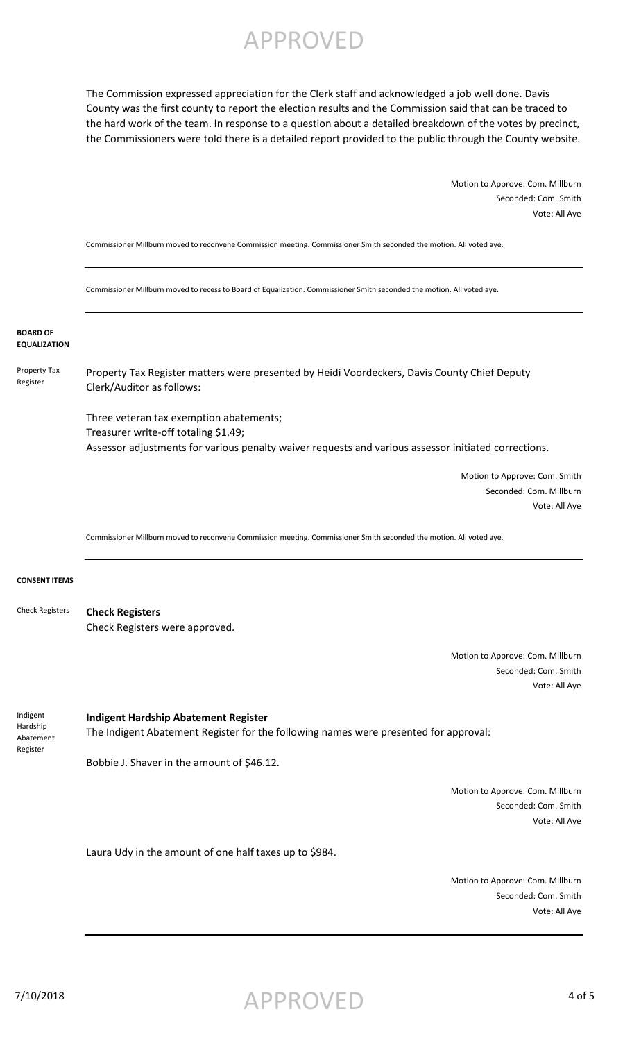The Commission expressed appreciation for the Clerk staff and acknowledged a job well done. Davis County was the first county to report the election results and the Commission said that can be traced to the hard work of the team. In response to a question about a detailed breakdown of the votes by precinct, the Commissioners were told there is a detailed report provided to the public through the County website.

Motion to Approve: Com. Millburn
Seconded: Com. Smith
Vote: All Aye

Commissioner Millburn moved to reconvene Commission meeting. Commissioner Smith seconded the motion. All voted aye.

Commissioner Millburn moved to recess to Board of Equalization. Commissioner Smith seconded the motion. All voted aye.

**BOARD OF EQUALIZATION**

Property Tax Register

Property Tax Register matters were presented by Heidi Voordeckers, Davis County Chief Deputy Clerk/Auditor as follows:

Three veteran tax exemption abatements;
Treasurer write-off totaling $1.49;
Assessor adjustments for various penalty waiver requests and various assessor initiated corrections.

Motion to Approve: Com. Smith
Seconded: Com. Millburn
Vote: All Aye

Commissioner Millburn moved to reconvene Commission meeting. Commissioner Smith seconded the motion. All voted aye.

**CONSENT ITEMS**

Check Registers

**Check Registers**
Check Registers were approved.

Motion to Approve: Com. Millburn
Seconded: Com. Smith
Vote: All Aye

Indigent Hardship Abatement Register

**Indigent Hardship Abatement Register**
The Indigent Abatement Register for the following names were presented for approval:

Bobbie J. Shaver in the amount of $46.12.

Motion to Approve: Com. Millburn
Seconded: Com. Smith
Vote: All Aye

Laura Udy in the amount of one half taxes up to $984.

Motion to Approve: Com. Millburn
Seconded: Com. Smith
Vote: All Aye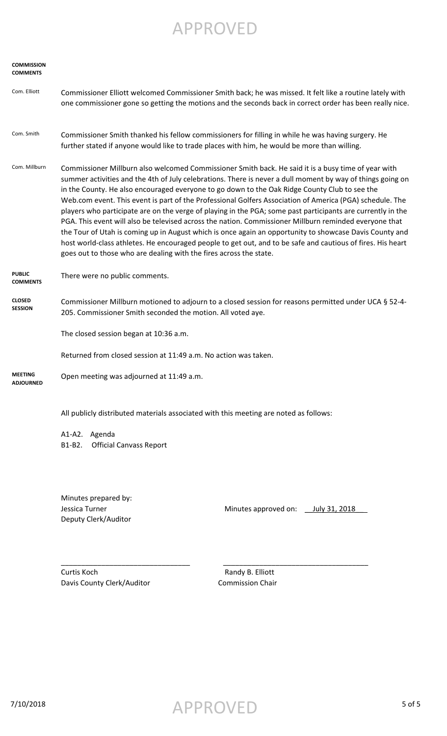APPROVED

**COMMISSION COMMENTS**

**Com. Elliott** Commissioner Elliott welcomed Commissioner Smith back; he was missed. It felt like a routine lately with one commissioner gone so getting the motions and the seconds back in correct order has been really nice.

**Com. Smith** Commissioner Smith thanked his fellow commissioners for filling in while he was having surgery. He further stated if anyone would like to trade places with him, he would be more than willing.

**Com. Millburn** Commissioner Millburn also welcomed Commissioner Smith back. He said it is a busy time of year with summer activities and the 4th of July celebrations. There is never a dull moment by way of things going on in the County. He also encouraged everyone to go down to the Oak Ridge County Club to see the Web.com event. This event is part of the Professional Golfers Association of America (PGA) schedule. The players who participate are on the verge of playing in the PGA; some past participants are currently in the PGA. This event will also be televised across the nation. Commissioner Millburn reminded everyone that the Tour of Utah is coming up in August which is once again an opportunity to showcase Davis County and host world-class athletes. He encouraged people to get out, and to be safe and cautious of fires. His heart goes out to those who are dealing with the fires across the state.

**PUBLIC COMMENTS** There were no public comments.

**CLOSED SESSION** Commissioner Millburn motioned to adjourn to a closed session for reasons permitted under UCA § 52-4-205. Commissioner Smith seconded the motion. All voted aye.

The closed session began at 10:36 a.m.

Returned from closed session at 11:49 a.m. No action was taken.

**MEETING ADJOURNED** Open meeting was adjourned at 11:49 a.m.

All publicly distributed materials associated with this meeting are noted as follows:

A1-A2. Agenda
B1-B2. Official Canvass Report

Minutes prepared by:
Jessica Turner
Deputy Clerk/Auditor

Minutes approved on: July 31, 2018

\_\_\_\_\_\_\_\_\_\_\_\_\_\_\_\_\_\_\_\_\_\_\_\_\_\_\_\_\_\_\_\_
Curtis Koch
Davis County Clerk/Auditor

\_\_\_\_\_\_\_\_\_\_\_\_\_\_\_\_\_\_\_\_\_\_\_\_\_\_\_\_\_\_\_\_
Randy B. Elliott
Commission Chair

7/10/2018 APPROVED